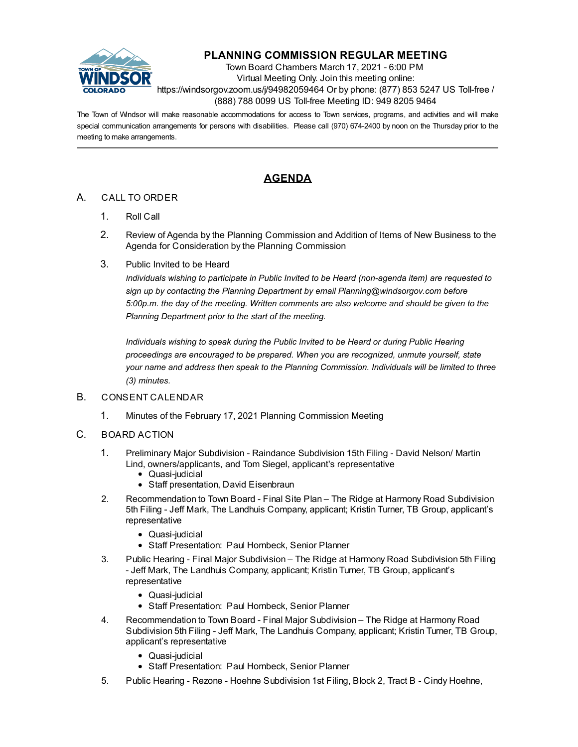# PLANNING COMMISSION REGULAR MEETING

Town Board Chambers March 17, 2021 - 6:00 PM
Virtual Meeting Only. Join this meeting online:
https://windsorgov.zoom.us/j/94982059464 Or by phone: (877) 853 5247 US Toll-free / (888) 788 0099 US Toll-free Meeting ID: 949 8205 9464

The Town of Windsor will make reasonable accommodations for access to Town services, programs, and activities and will make special communication arrangements for persons with disabilities. Please call (970) 674-2400 by noon on the Thursday prior to the meeting to make arrangements.

---

## AGENDA

A. CALL TO ORDER

1. Roll Call
2. Review of Agenda by the Planning Commission and Addition of Items of New Business to the Agenda for Consideration by the Planning Commission
3. Public Invited to be Heard

   *Individuals wishing to participate in Public Invited to be Heard (non-agenda item) are requested to sign up by contacting the Planning Department by email Planning@windsorgov.com before 5:00p.m. the day of the meeting. Written comments are also welcome and should be given to the Planning Department prior to the start of the meeting.*

   *Individuals wishing to speak during the Public Invited to be Heard or during Public Hearing proceedings are encouraged to be prepared. When you are recognized, unmute yourself, state your name and address then speak to the Planning Commission. Individuals will be limited to three (3) minutes.*

B. CONSENT CALENDAR

1. Minutes of the February 17, 2021 Planning Commission Meeting

C. BOARD ACTION

1. Preliminary Major Subdivision - Raindance Subdivision 15th Filing - David Nelson/ Martin Lind, owners/applicants, and Tom Siegel, applicant's representative
   - Quasi-judicial
   - Staff presentation, David Eisenbraun
2. Recommendation to Town Board - Final Site Plan – The Ridge at Harmony Road Subdivision 5th Filing - Jeff Mark, The Landhuis Company, applicant; Kristin Turner, TB Group, applicant's representative
   - Quasi-judicial
   - Staff Presentation: Paul Hornbeck, Senior Planner
3. Public Hearing - Final Major Subdivision – The Ridge at Harmony Road Subdivision 5th Filing - Jeff Mark, The Landhuis Company, applicant; Kristin Turner, TB Group, applicant's representative
   - Quasi-judicial
   - Staff Presentation: Paul Hornbeck, Senior Planner
4. Recommendation to Town Board - Final Major Subdivision – The Ridge at Harmony Road Subdivision 5th Filing - Jeff Mark, The Landhuis Company, applicant; Kristin Turner, TB Group, applicant's representative
   - Quasi-judicial
   - Staff Presentation: Paul Hornbeck, Senior Planner
5. Public Hearing - Rezone - Hoehne Subdivision 1st Filing, Block 2, Tract B - Cindy Hoehne,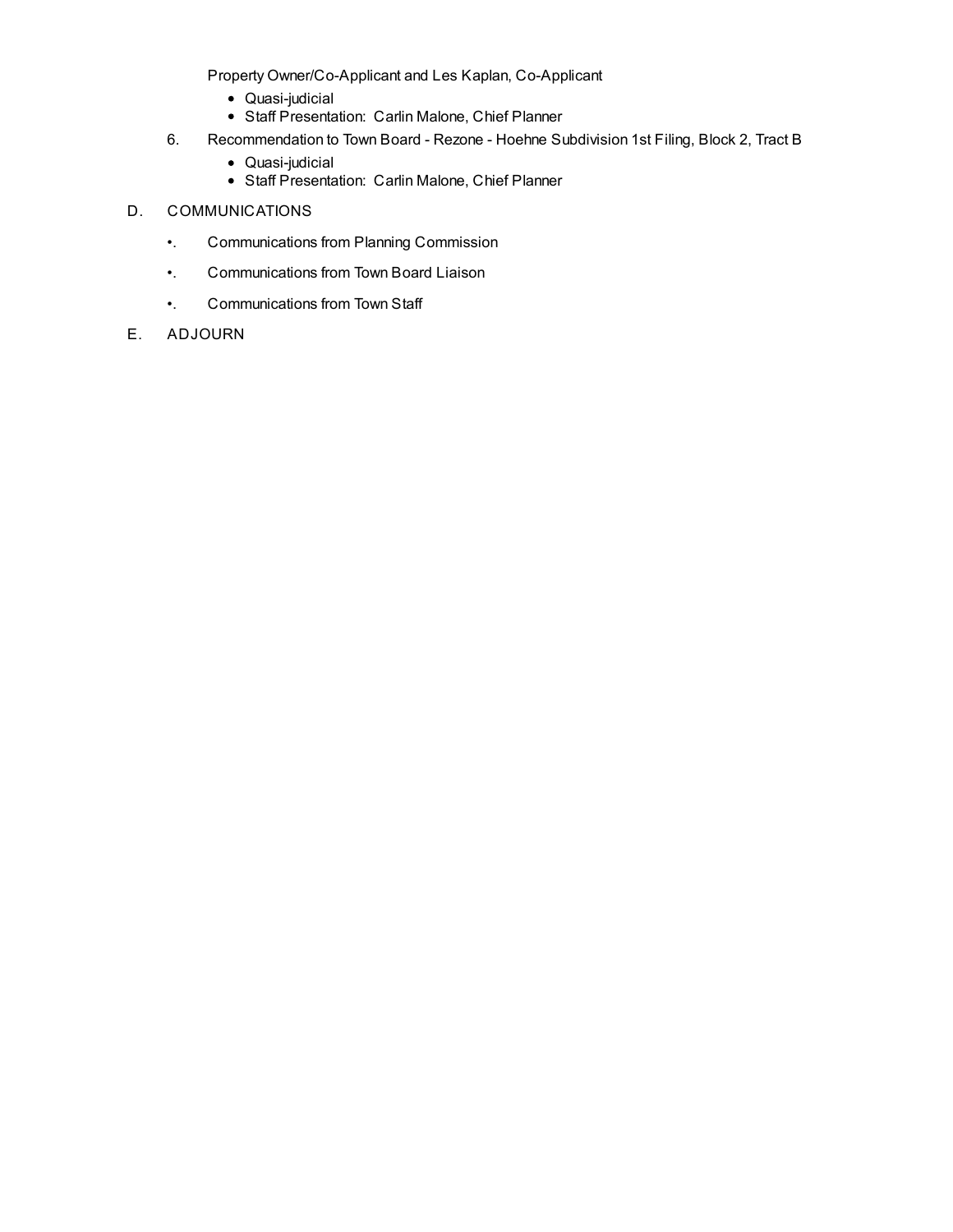Property Owner/Co-Applicant and Les Kaplan, Co-Applicant

- Quasi-judicial
- Staff Presentation: Carlin Malone, Chief Planner

6. Recommendation to Town Board - Rezone - Hoehne Subdivision 1st Filing, Block 2, Tract B
   - Quasi-judicial
   - Staff Presentation: Carlin Malone, Chief Planner

D. COMMUNICATIONS

- Communications from Planning Commission
- Communications from Town Board Liaison
- Communications from Town Staff

E. ADJOURN